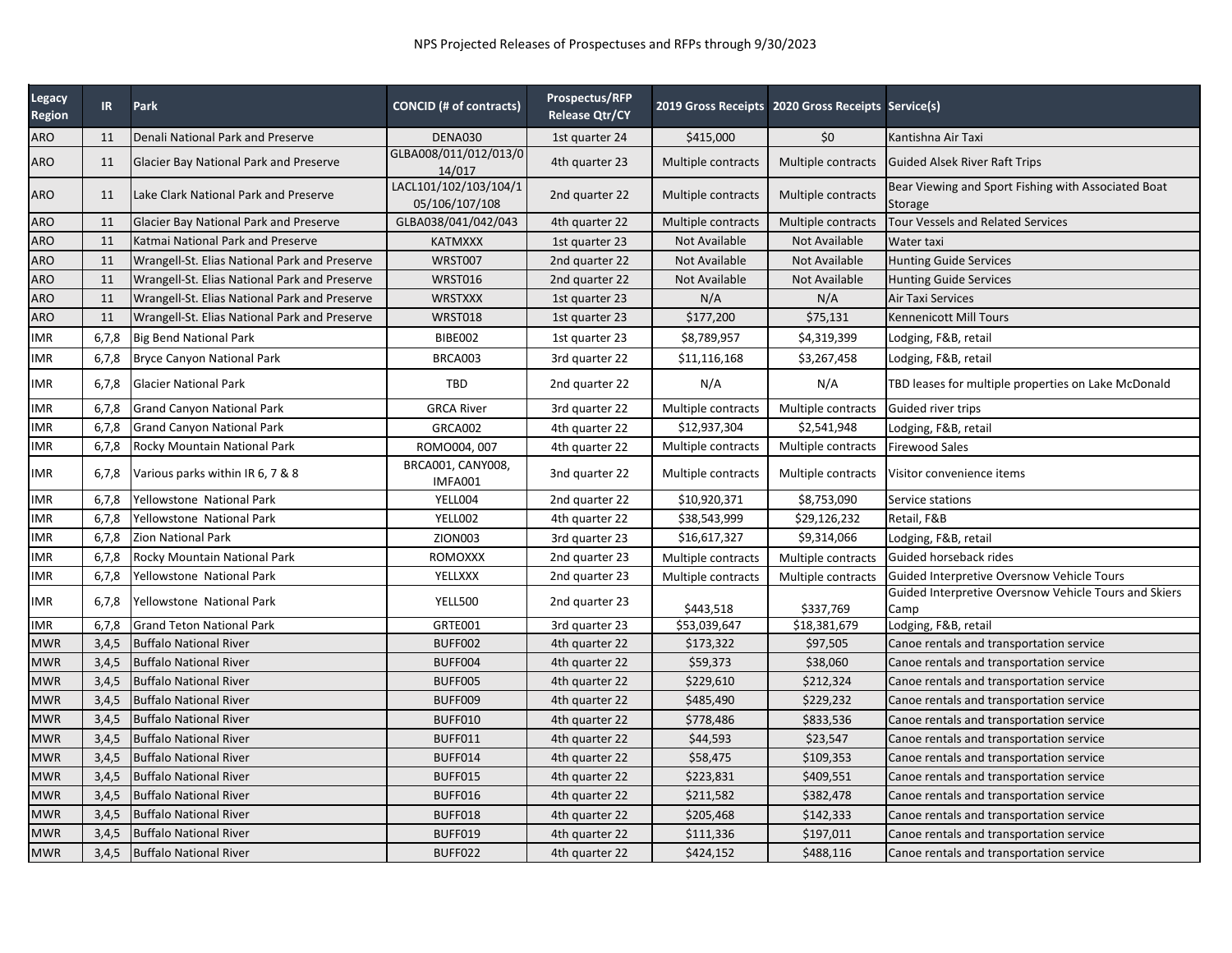NPS Projected Releases of Prospectuses and RFPs through 9/30/2023

| Legacy Region | IR | Park | CONCID (# of contracts) | Prospectus/RFP Release Qtr/CY | 2019 Gross Receipts | 2020 Gross Receipts | Service(s) |
|---|---|---|---|---|---|---|---|
| ARO | 11 | Denali National Park and Preserve | DENA030 | 1st quarter 24 | $415,000 | $0 | Kantishna Air Taxi |
| ARO | 11 | Glacier Bay National Park and Preserve | GLBA008/011/012/013/014/017 | 4th quarter 23 | Multiple contracts | Multiple contracts | Guided Alsek River Raft Trips |
| ARO | 11 | Lake Clark National Park and Preserve | LACL101/102/103/104/105/106/107/108 | 2nd quarter 22 | Multiple contracts | Multiple contracts | Bear Viewing and Sport Fishing with Associated Boat Storage |
| ARO | 11 | Glacier Bay National Park and Preserve | GLBA038/041/042/043 | 4th quarter 22 | Multiple contracts | Multiple contracts | Tour Vessels and Related Services |
| ARO | 11 | Katmai National Park and Preserve | KATMXXX | 1st quarter 23 | Not Available | Not Available | Water taxi |
| ARO | 11 | Wrangell-St. Elias National Park and Preserve | WRST007 | 2nd quarter 22 | Not Available | Not Available | Hunting Guide Services |
| ARO | 11 | Wrangell-St. Elias National Park and Preserve | WRST016 | 2nd quarter 22 | Not Available | Not Available | Hunting Guide Services |
| ARO | 11 | Wrangell-St. Elias National Park and Preserve | WRSTXXX | 1st quarter 23 | N/A | N/A | Air Taxi Services |
| ARO | 11 | Wrangell-St. Elias National Park and Preserve | WRST018 | 1st quarter 23 | $177,200 | $75,131 | Kennenicott Mill Tours |
| IMR | 6,7,8 | Big Bend National Park | BIBE002 | 1st quarter 23 | $8,789,957 | $4,319,399 | Lodging, F&B, retail |
| IMR | 6,7,8 | Bryce Canyon National Park | BRCA003 | 3rd quarter 22 | $11,116,168 | $3,267,458 | Lodging, F&B, retail |
| IMR | 6,7,8 | Glacier National Park | TBD | 2nd quarter 22 | N/A | N/A | TBD leases for multiple properties on Lake McDonald |
| IMR | 6,7,8 | Grand Canyon National Park | GRCA River | 3rd quarter 22 | Multiple contracts | Multiple contracts | Guided river trips |
| IMR | 6,7,8 | Grand Canyon National Park | GRCA002 | 4th quarter 22 | $12,937,304 | $2,541,948 | Lodging, F&B, retail |
| IMR | 6,7,8 | Rocky Mountain National Park | ROMO004, 007 | 4th quarter 22 | Multiple contracts | Multiple contracts | Firewood Sales |
| IMR | 6,7,8 | Various parks within IR 6, 7 & 8 | BRCA001, CANY008, IMFA001 | 3nd quarter 22 | Multiple contracts | Multiple contracts | Visitor convenience items |
| IMR | 6,7,8 | Yellowstone National Park | YELL004 | 2nd quarter 22 | $10,920,371 | $8,753,090 | Service stations |
| IMR | 6,7,8 | Yellowstone National Park | YELL002 | 4th quarter 22 | $38,543,999 | $29,126,232 | Retail, F&B |
| IMR | 6,7,8 | Zion National Park | ZION003 | 3rd quarter 23 | $16,617,327 | $9,314,066 | Lodging, F&B, retail |
| IMR | 6,7,8 | Rocky Mountain National Park | ROMOXXX | 2nd quarter 23 | Multiple contracts | Multiple contracts | Guided horseback rides |
| IMR | 6,7,8 | Yellowstone National Park | YELLXXX | 2nd quarter 23 | Multiple contracts | Multiple contracts | Guided Interpretive Oversnow Vehicle Tours |
| IMR | 6,7,8 | Yellowstone National Park | YELL500 | 2nd quarter 23 | $443,518 | $337,769 | Guided Interpretive Oversnow Vehicle Tours and Skiers Camp |
| IMR | 6,7,8 | Grand Teton National Park | GRTE001 | 3rd quarter 23 | $53,039,647 | $18,381,679 | Lodging, F&B, retail |
| MWR | 3,4,5 | Buffalo National River | BUFF002 | 4th quarter 22 | $173,322 | $97,505 | Canoe rentals and transportation service |
| MWR | 3,4,5 | Buffalo National River | BUFF004 | 4th quarter 22 | $59,373 | $38,060 | Canoe rentals and transportation service |
| MWR | 3,4,5 | Buffalo National River | BUFF005 | 4th quarter 22 | $229,610 | $212,324 | Canoe rentals and transportation service |
| MWR | 3,4,5 | Buffalo National River | BUFF009 | 4th quarter 22 | $485,490 | $229,232 | Canoe rentals and transportation service |
| MWR | 3,4,5 | Buffalo National River | BUFF010 | 4th quarter 22 | $778,486 | $833,536 | Canoe rentals and transportation service |
| MWR | 3,4,5 | Buffalo National River | BUFF011 | 4th quarter 22 | $44,593 | $23,547 | Canoe rentals and transportation service |
| MWR | 3,4,5 | Buffalo National River | BUFF014 | 4th quarter 22 | $58,475 | $109,353 | Canoe rentals and transportation service |
| MWR | 3,4,5 | Buffalo National River | BUFF015 | 4th quarter 22 | $223,831 | $409,551 | Canoe rentals and transportation service |
| MWR | 3,4,5 | Buffalo National River | BUFF016 | 4th quarter 22 | $211,582 | $382,478 | Canoe rentals and transportation service |
| MWR | 3,4,5 | Buffalo National River | BUFF018 | 4th quarter 22 | $205,468 | $142,333 | Canoe rentals and transportation service |
| MWR | 3,4,5 | Buffalo National River | BUFF019 | 4th quarter 22 | $111,336 | $197,011 | Canoe rentals and transportation service |
| MWR | 3,4,5 | Buffalo National River | BUFF022 | 4th quarter 22 | $424,152 | $488,116 | Canoe rentals and transportation service |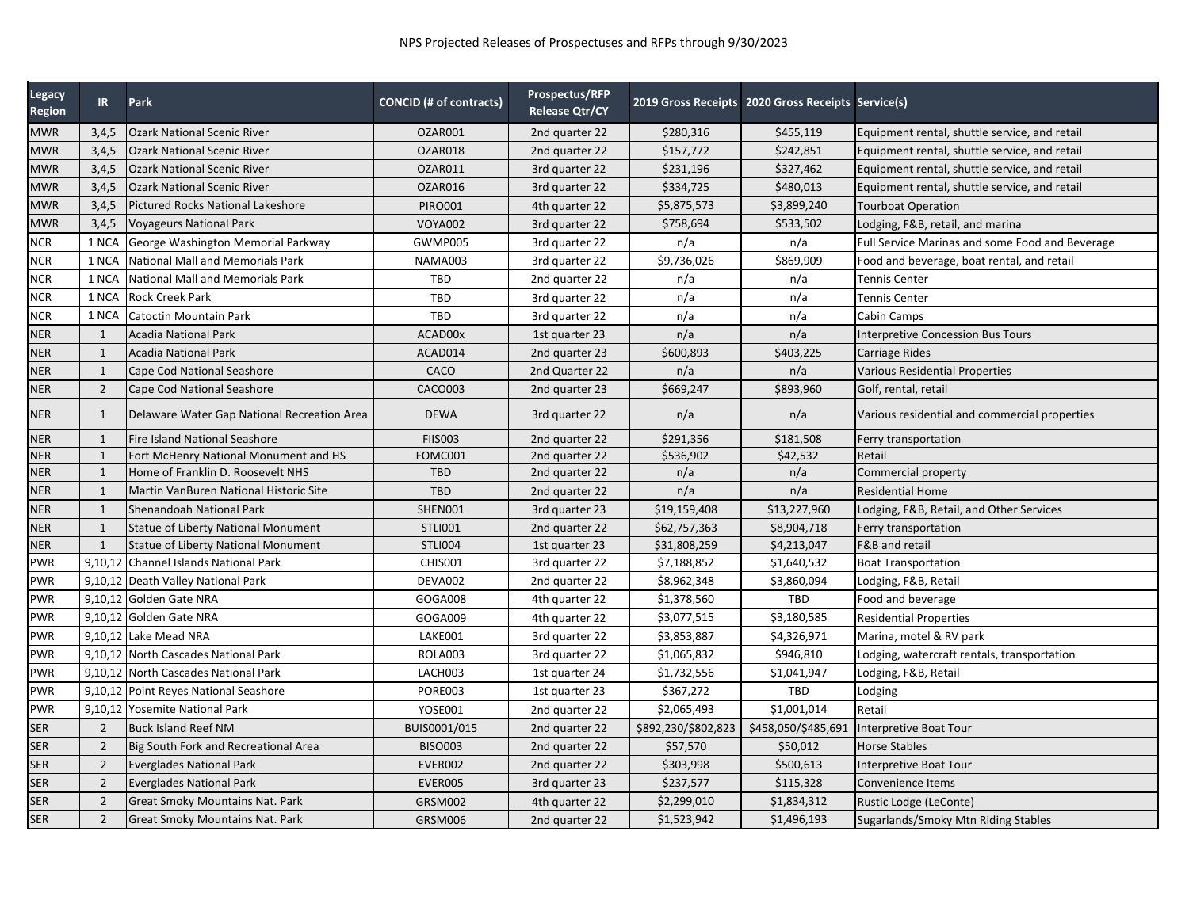NPS Projected Releases of Prospectuses and RFPs through 9/30/2023

| Legacy Region | IR | Park | CONCID (# of contracts) | Prospectus/RFP Release Qtr/CY | 2019 Gross Receipts | 2020 Gross Receipts | Service(s) |
|---|---|---|---|---|---|---|---|
| MWR | 3,4,5 | Ozark National Scenic River | OZAR001 | 2nd quarter 22 | $280,316 | $455,119 | Equipment rental, shuttle service, and retail |
| MWR | 3,4,5 | Ozark National Scenic River | OZAR018 | 2nd quarter 22 | $157,772 | $242,851 | Equipment rental, shuttle service, and retail |
| MWR | 3,4,5 | Ozark National Scenic River | OZAR011 | 3rd quarter 22 | $231,196 | $327,462 | Equipment rental, shuttle service, and retail |
| MWR | 3,4,5 | Ozark National Scenic River | OZAR016 | 3rd quarter 22 | $334,725 | $480,013 | Equipment rental, shuttle service, and retail |
| MWR | 3,4,5 | Pictured Rocks National Lakeshore | PIRO001 | 4th quarter 22 | $5,875,573 | $3,899,240 | Tourboat Operation |
| MWR | 3,4,5 | Voyageurs National Park | VOYA002 | 3rd quarter 22 | $758,694 | $533,502 | Lodging, F&B, retail, and marina |
| NCR | 1 NCA | George Washington Memorial Parkway | GWMP005 | 3rd quarter 22 | n/a | n/a | Full Service Marinas and some Food and Beverage |
| NCR | 1 NCA | National Mall and Memorials Park | NAMA003 | 3rd quarter 22 | $9,736,026 | $869,909 | Food and beverage, boat rental, and retail |
| NCR | 1 NCA | National Mall and Memorials Park | TBD | 2nd quarter 22 | n/a | n/a | Tennis Center |
| NCR | 1 NCA | Rock Creek Park | TBD | 3rd quarter 22 | n/a | n/a | Tennis Center |
| NCR | 1 NCA | Catoctin Mountain Park | TBD | 3rd quarter 22 | n/a | n/a | Cabin Camps |
| NER | 1 | Acadia National Park | ACAD00x | 1st quarter 23 | n/a | n/a | Interpretive Concession Bus Tours |
| NER | 1 | Acadia National Park | ACAD014 | 2nd quarter 23 | $600,893 | $403,225 | Carriage Rides |
| NER | 1 | Cape Cod National Seashore | CACO | 2nd Quarter 22 | n/a | n/a | Various Residential Properties |
| NER | 2 | Cape Cod National Seashore | CACO003 | 2nd quarter 23 | $669,247 | $893,960 | Golf, rental, retail |
| NER | 1 | Delaware Water Gap National Recreation Area | DEWA | 3rd quarter 22 | n/a | n/a | Various residential and commercial properties |
| NER | 1 | Fire Island National Seashore | FIIS003 | 2nd quarter 22 | $291,356 | $181,508 | Ferry transportation |
| NER | 1 | Fort McHenry National Monument and HS | FOMC001 | 2nd quarter 22 | $536,902 | $42,532 | Retail |
| NER | 1 | Home of Franklin D. Roosevelt NHS | TBD | 2nd quarter 22 | n/a | n/a | Commercial property |
| NER | 1 | Martin VanBuren National Historic Site | TBD | 2nd quarter 22 | n/a | n/a | Residential Home |
| NER | 1 | Shenandoah National Park | SHEN001 | 3rd quarter 23 | $19,159,408 | $13,227,960 | Lodging, F&B, Retail, and Other Services |
| NER | 1 | Statue of Liberty National Monument | STLI001 | 2nd quarter 22 | $62,757,363 | $8,904,718 | Ferry transportation |
| NER | 1 | Statue of Liberty National Monument | STLI004 | 1st quarter 23 | $31,808,259 | $4,213,047 | F&B and retail |
| PWR | 9,10,12 | Channel Islands National Park | CHIS001 | 3rd quarter 22 | $7,188,852 | $1,640,532 | Boat Transportation |
| PWR | 9,10,12 | Death Valley National Park | DEVA002 | 2nd quarter 22 | $8,962,348 | $3,860,094 | Lodging, F&B, Retail |
| PWR | 9,10,12 | Golden Gate NRA | GOGA008 | 4th quarter 22 | $1,378,560 | TBD | Food and beverage |
| PWR | 9,10,12 | Golden Gate NRA | GOGA009 | 4th quarter 22 | $3,077,515 | $3,180,585 | Residential Properties |
| PWR | 9,10,12 | Lake Mead NRA | LAKE001 | 3rd quarter 22 | $3,853,887 | $4,326,971 | Marina, motel & RV park |
| PWR | 9,10,12 | North Cascades National Park | ROLA003 | 3rd quarter 22 | $1,065,832 | $946,810 | Lodging, watercraft rentals, transportation |
| PWR | 9,10,12 | North Cascades National Park | LACH003 | 1st quarter 24 | $1,732,556 | $1,041,947 | Lodging, F&B, Retail |
| PWR | 9,10,12 | Point Reyes National Seashore | PORE003 | 1st quarter 23 | $367,272 | TBD | Lodging |
| PWR | 9,10,12 | Yosemite National Park | YOSE001 | 2nd quarter 22 | $2,065,493 | $1,001,014 | Retail |
| SER | 2 | Buck Island Reef NM | BUIS0001/015 | 2nd quarter 22 | $892,230/$802,823 | $458,050/$485,691 | Interpretive Boat Tour |
| SER | 2 | Big South Fork and Recreational Area | BISO003 | 2nd quarter 22 | $57,570 | $50,012 | Horse Stables |
| SER | 2 | Everglades National Park | EVER002 | 2nd quarter 22 | $303,998 | $500,613 | Interpretive Boat Tour |
| SER | 2 | Everglades National Park | EVER005 | 3rd quarter 23 | $237,577 | $115,328 | Convenience Items |
| SER | 2 | Great Smoky Mountains Nat. Park | GRSM002 | 4th quarter 22 | $2,299,010 | $1,834,312 | Rustic Lodge (LeConte) |
| SER | 2 | Great Smoky Mountains Nat. Park | GRSM006 | 2nd quarter 22 | $1,523,942 | $1,496,193 | Sugarlands/Smoky Mtn Riding Stables |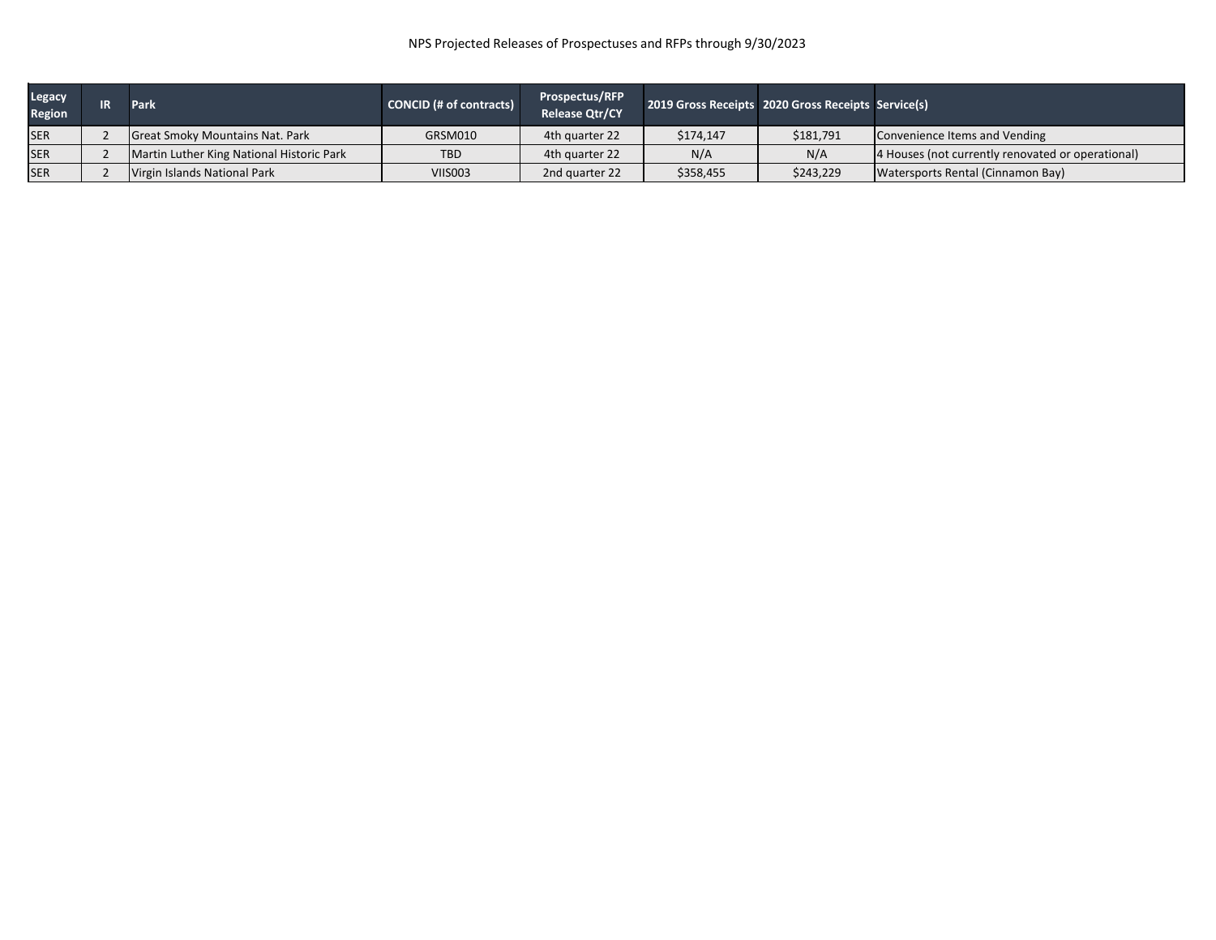NPS Projected Releases of Prospectuses and RFPs through 9/30/2023

| Legacy Region | IR | Park | CONCID (# of contracts) | Prospectus/RFP Release Qtr/CY | 2019 Gross Receipts | 2020 Gross Receipts | Service(s) |
|---|---|---|---|---|---|---|---|
| SER | 2 | Great Smoky Mountains Nat. Park | GRSM010 | 4th quarter 22 | $174,147 | $181,791 | Convenience Items and Vending |
| SER | 2 | Martin Luther King National Historic Park | TBD | 4th quarter 22 | N/A | N/A | 4 Houses (not currently renovated or operational) |
| SER | 2 | Virgin Islands National Park | VIIS003 | 2nd quarter 22 | $358,455 | $243,229 | Watersports Rental (Cinnamon Bay) |